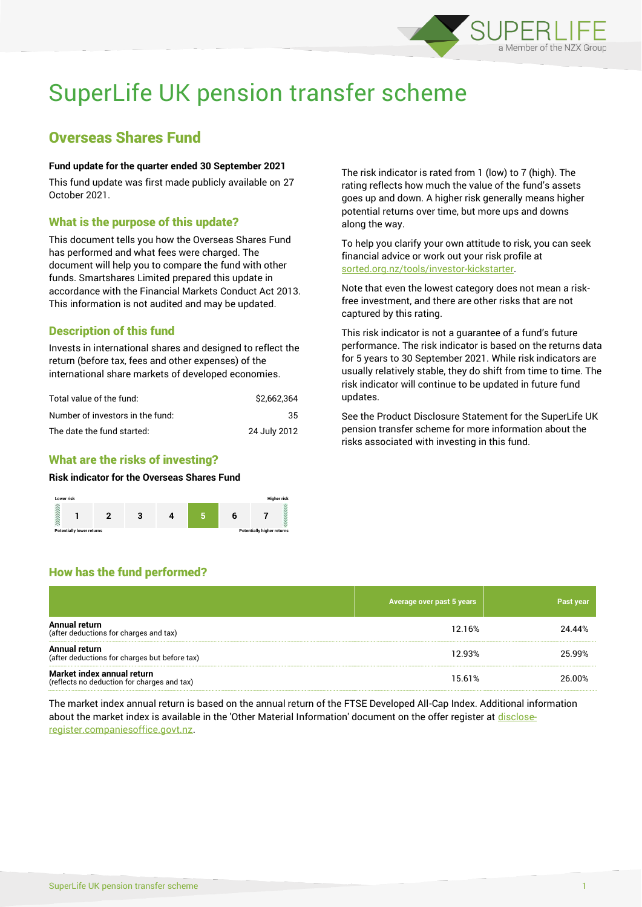# SuperLife UK pension transfer scheme

## Overseas Shares Fund

**Fund update for the quarter ended 30 September 2021**

This fund update was first made publicly available on 27 October 2021.

### What is the purpose of this update?

This document tells you how the Overseas Shares Fund has performed and what fees were charged. The document will help you to compare the fund with other funds. Smartshares Limited prepared this update in accordance with the Financial Markets Conduct Act 2013. This information is not audited and may be updated.

### Description of this fund

Invests in international shares and designed to reflect the return (before tax, fees and other expenses) of the international share markets of developed economies.

| | |
|---|---|
| Total value of the fund: | $2,662,364 |
| Number of investors in the fund: | 35 |
| The date the fund started: | 24 July 2012 |

### What are the risks of investing?

**Risk indicator for the Overseas Shares Fund**

Lower risk — Higher risk

| 1 | 2 | 3 | 4 | **5** | 6 | 7 |
|---|---|---|---|---|---|---|

Potentially lower returns — Potentially higher returns

The risk indicator is rated from 1 (low) to 7 (high). The rating reflects how much the value of the fund's assets goes up and down. A higher risk generally means higher potential returns over time, but more ups and downs along the way.

To help you clarify your own attitude to risk, you can seek financial advice or work out your risk profile at sorted.org.nz/tools/investor-kickstarter.

Note that even the lowest category does not mean a risk-free investment, and there are other risks that are not captured by this rating.

This risk indicator is not a guarantee of a fund's future performance. The risk indicator is based on the returns data for 5 years to 30 September 2021. While risk indicators are usually relatively stable, they do shift from time to time. The risk indicator will continue to be updated in future fund updates.

See the Product Disclosure Statement for the SuperLife UK pension transfer scheme for more information about the risks associated with investing in this fund.

### How has the fund performed?

| | Average over past 5 years | Past year |
|---|---|---|
| **Annual return** (after deductions for charges and tax) | 12.16% | 24.44% |
| **Annual return** (after deductions for charges but before tax) | 12.93% | 25.99% |
| **Market index annual return** (reflects no deduction for charges and tax) | 15.61% | 26.00% |

The market index annual return is based on the annual return of the FTSE Developed All-Cap Index. Additional information about the market index is available in the 'Other Material Information' document on the offer register at disclose-register.companiesoffice.govt.nz.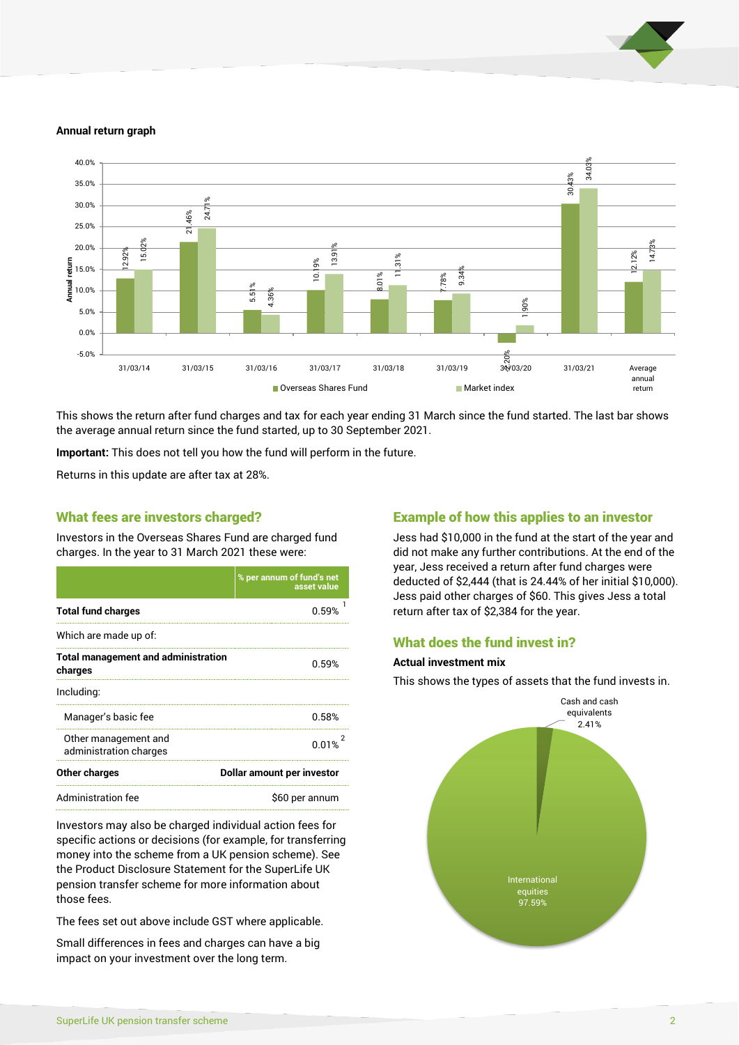**Annual return graph**

| | Overseas Shares Fund | Market index |
|---|---|---|
| 31/03/14 | 12.92% | 15.02% |
| 31/03/15 | 21.46% | 24.71% |
| 31/03/16 | 5.51% | 4.36% |
| 31/03/17 | 10.19% | 13.91% |
| 31/03/18 | 8.01% | 11.31% |
| 31/03/19 | 7.78% | 9.34% |
| 31/03/20 | -2.20% | 1.90% |
| 31/03/21 | 30.43% | 34.03% |
| Average annual return | 12.12% | 14.73% |

This shows the return after fund charges and tax for each year ending 31 March since the fund started. The last bar shows the average annual return since the fund started, up to 30 September 2021.

**Important:** This does not tell you how the fund will perform in the future.

Returns in this update are after tax at 28%.

## What fees are investors charged?

Investors in the Overseas Shares Fund are charged fund charges. In the year to 31 March 2021 these were:

| | % per annum of fund's net asset value |
|---|---|
| **Total fund charges** | 0.59% [1] |
| Which are made up of: | |
| **Total management and administration charges** | 0.59% |
| Including: | |
| Manager's basic fee | 0.58% |
| Other management and administration charges | 0.01% [2] |
| **Other charges** | **Dollar amount per investor** |
| Administration fee | $60 per annum |

Investors may also be charged individual action fees for specific actions or decisions (for example, for transferring money into the scheme from a UK pension scheme). See the Product Disclosure Statement for the SuperLife UK pension transfer scheme for more information about those fees.

The fees set out above include GST where applicable.

Small differences in fees and charges can have a big impact on your investment over the long term.

## Example of how this applies to an investor

Jess had $10,000 in the fund at the start of the year and did not make any further contributions. At the end of the year, Jess received a return after fund charges were deducted of $2,444 (that is 24.44% of her initial $10,000). Jess paid other charges of $60. This gives Jess a total return after tax of $2,384 for the year.

## What does the fund invest in?

**Actual investment mix**

This shows the types of assets that the fund invests in.

| Asset type | % |
|---|---|
| Cash and cash equivalents | 2.41% |
| International equities | 97.59% |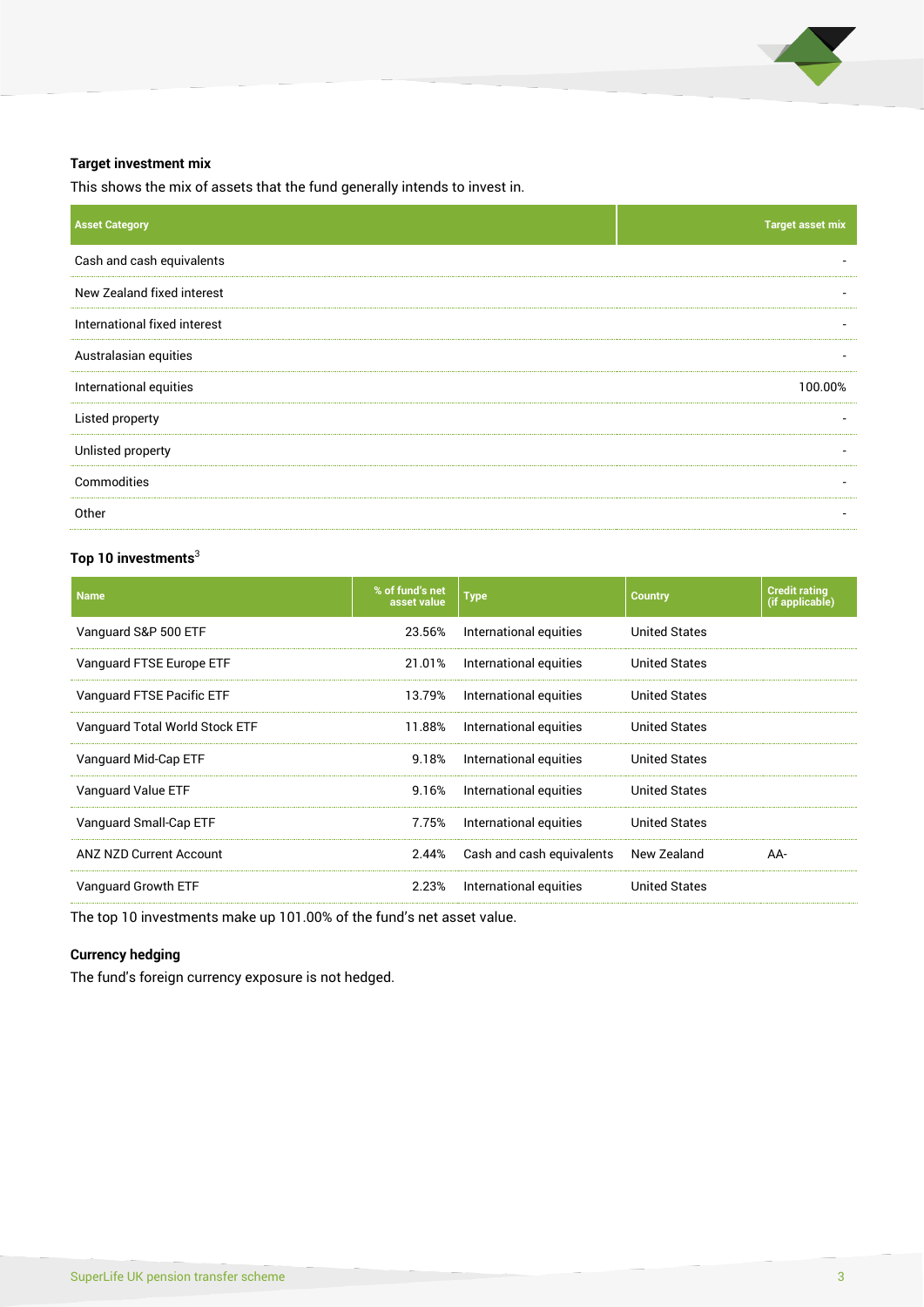### Target investment mix

This shows the mix of assets that the fund generally intends to invest in.

| Asset Category | Target asset mix |
|---|---|
| Cash and cash equivalents | - |
| New Zealand fixed interest | - |
| International fixed interest | - |
| Australasian equities | - |
| International equities | 100.00% |
| Listed property | - |
| Unlisted property | - |
| Commodities | - |
| Other | - |

### Top 10 investments[3]

| Name | % of fund's net asset value | Type | Country | Credit rating (if applicable) |
|---|---|---|---|---|
| Vanguard S&P 500 ETF | 23.56% | International equities | United States | |
| Vanguard FTSE Europe ETF | 21.01% | International equities | United States | |
| Vanguard FTSE Pacific ETF | 13.79% | International equities | United States | |
| Vanguard Total World Stock ETF | 11.88% | International equities | United States | |
| Vanguard Mid-Cap ETF | 9.18% | International equities | United States | |
| Vanguard Value ETF | 9.16% | International equities | United States | |
| Vanguard Small-Cap ETF | 7.75% | International equities | United States | |
| ANZ NZD Current Account | 2.44% | Cash and cash equivalents | New Zealand | AA- |
| Vanguard Growth ETF | 2.23% | International equities | United States | |

The top 10 investments make up 101.00% of the fund's net asset value.

### Currency hedging

The fund's foreign currency exposure is not hedged.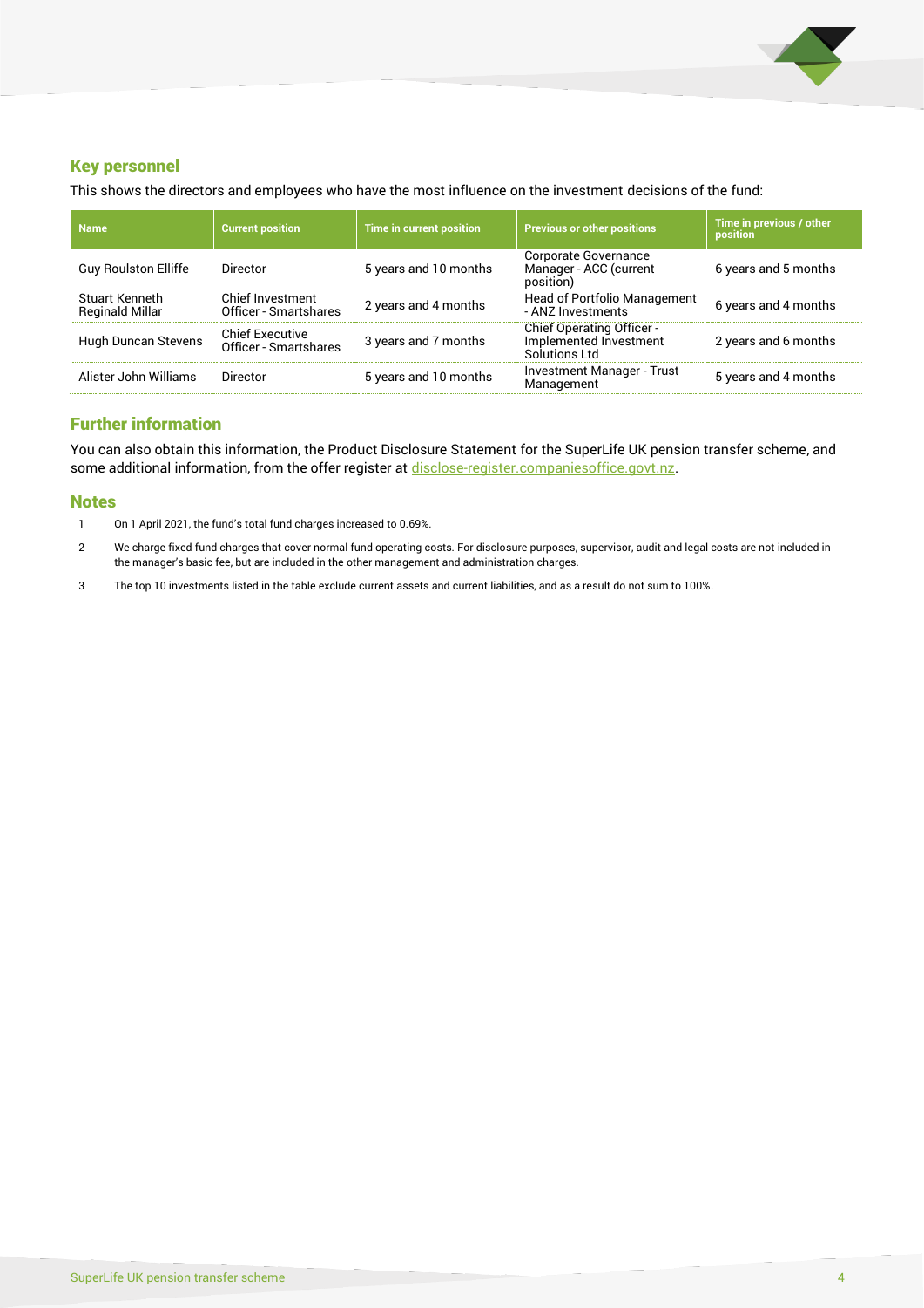## Key personnel

This shows the directors and employees who have the most influence on the investment decisions of the fund:

| Name | Current position | Time in current position | Previous or other positions | Time in previous / other position |
|---|---|---|---|---|
| Guy Roulston Elliffe | Director | 5 years and 10 months | Corporate Governance Manager - ACC (current position) | 6 years and 5 months |
| Stuart Kenneth Reginald Millar | Chief Investment Officer - Smartshares | 2 years and 4 months | Head of Portfolio Management - ANZ Investments | 6 years and 4 months |
| Hugh Duncan Stevens | Chief Executive Officer - Smartshares | 3 years and 7 months | Chief Operating Officer - Implemented Investment Solutions Ltd | 2 years and 6 months |
| Alister John Williams | Director | 5 years and 10 months | Investment Manager - Trust Management | 5 years and 4 months |

## Further information

You can also obtain this information, the Product Disclosure Statement for the SuperLife UK pension transfer scheme, and some additional information, from the offer register at disclose-register.companiesoffice.govt.nz.

## Notes

1. On 1 April 2021, the fund's total fund charges increased to 0.69%.
2. We charge fixed fund charges that cover normal fund operating costs. For disclosure purposes, supervisor, audit and legal costs are not included in the manager's basic fee, but are included in the other management and administration charges.
3. The top 10 investments listed in the table exclude current assets and current liabilities, and as a result do not sum to 100%.